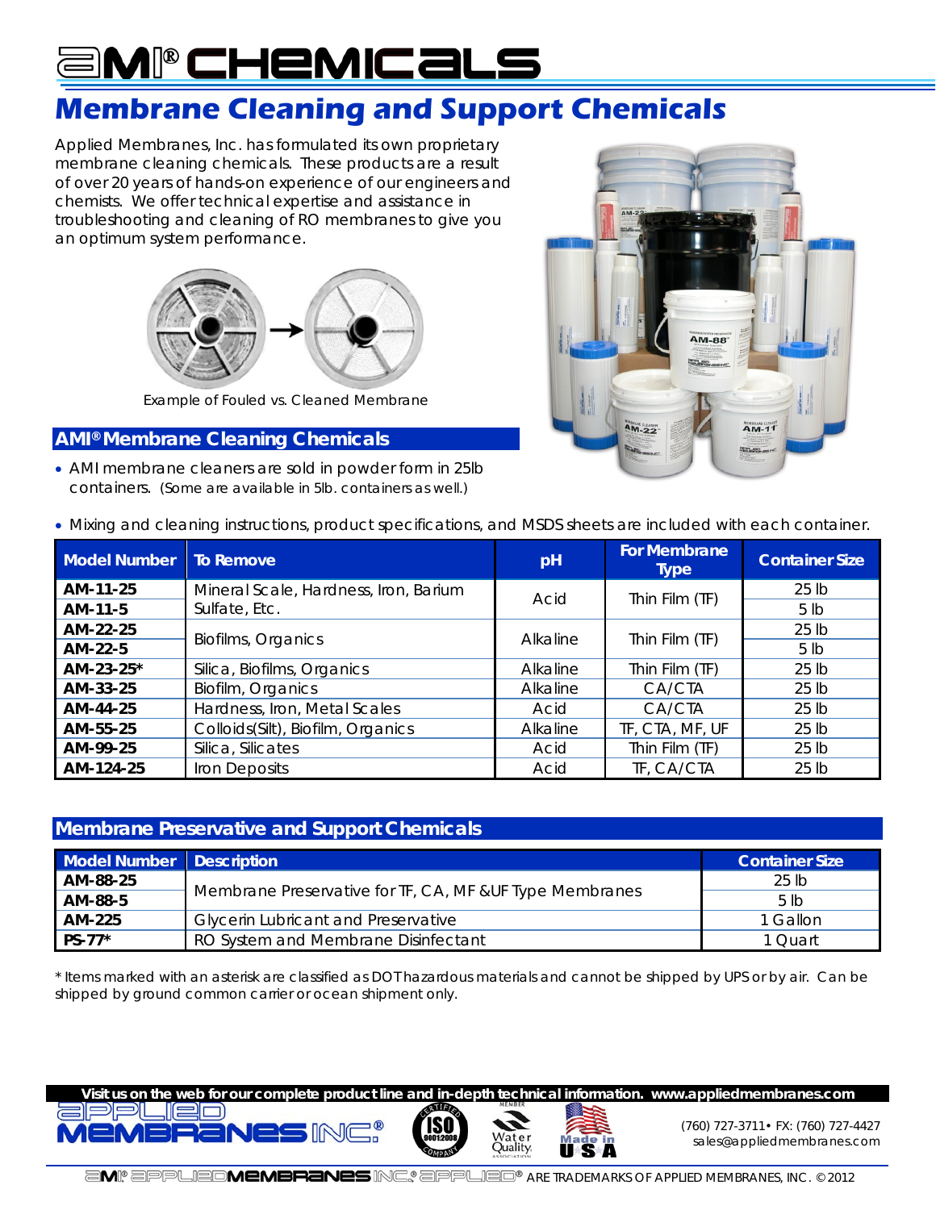# AMI® CHEMICALS

## Membrane Cleaning and Support Chemicals

Applied Membranes, Inc. has formulated its own proprietary membrane cleaning chemicals. These products are a result of over 20 years of hands-on experience of our engineers and chemists. We offer technical expertise and assistance in troubleshooting and cleaning of RO membranes to give you an optimum system performance.

Example of Fouled vs. Cleaned Membrane

### AMI® Membrane Cleaning Chemicals

- AMI membrane cleaners are sold in powder form in 25lb containers. (Some are available in 5lb. containers as well.)
- Mixing and cleaning instructions, product specifications, and MSDS sheets are included with each container.

| Model Number | To Remove | pH | For Membrane Type | Container Size |
|---|---|---|---|---|
| AM-11-25 | Mineral Scale, Hardness, Iron, Barium Sulfate, Etc. | Acid | Thin Film (TF) | 25 lb |
| AM-11-5 | | | | 5 lb |
| AM-22-25 | Biofilms, Organics | Alkaline | Thin Film (TF) | 25 lb |
| AM-22-5 | | | | 5 lb |
| AM-23-25* | Silica, Biofilms, Organics | Alkaline | Thin Film (TF) | 25 lb |
| AM-33-25 | Biofilm, Organics | Alkaline | CA/CTA | 25 lb |
| AM-44-25 | Hardness, Iron, Metal Scales | Acid | CA/CTA | 25 lb |
| AM-55-25 | Colloids(Silt), Biofilm, Organics | Alkaline | TF, CTA, MF, UF | 25 lb |
| AM-99-25 | Silica, Silicates | Acid | Thin Film (TF) | 25 lb |
| AM-124-25 | Iron Deposits | Acid | TF, CA/CTA | 25 lb |

### Membrane Preservative and Support Chemicals

| Model Number | Description | Container Size |
|---|---|---|
| AM-88-25 | Membrane Preservative for TF, CA, MF &UF Type Membranes | 25 lb |
| AM-88-5 | | 5 lb |
| AM-225 | Glycerin Lubricant and Preservative | 1 Gallon |
| PS-77* | RO System and Membrane Disinfectant | 1 Quart |

* Items marked with an asterisk are classified as DOT hazardous materials and cannot be shipped by UPS or by air. Can be shipped by ground common carrier or ocean shipment only.

**Visit us on the web for our complete product line and in-depth technical information. www.appliedmembranes.com**

APPLIED MEMBRANES INC.®

(760) 727-3711 • FX: (760) 727-4427
sales@appliedmembranes.com

AMI® APPLIED MEMBRANES INC.® APPLIED® ARE TRADEMARKS OF APPLIED MEMBRANES, INC. © 2012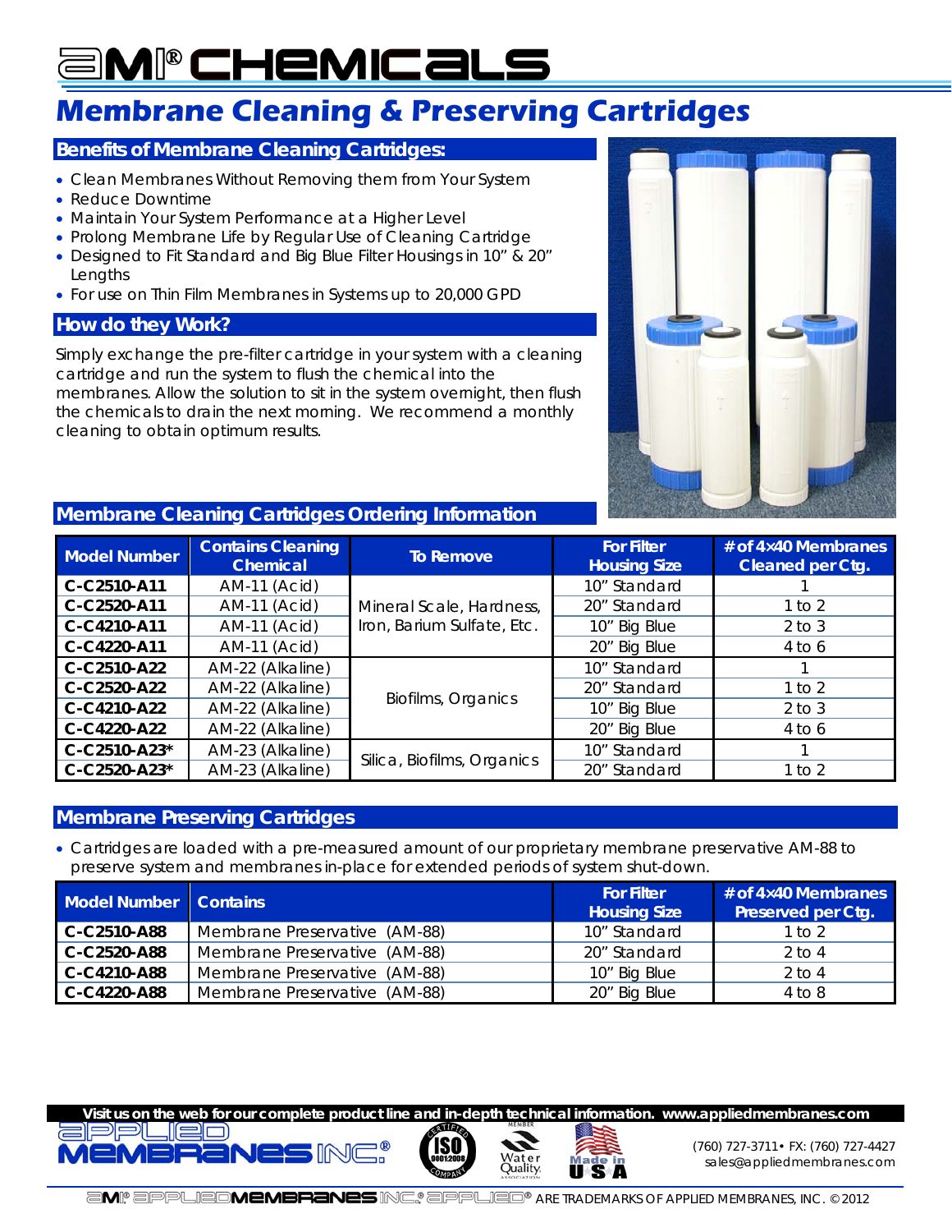# AMI® CHEMICALS

## Membrane Cleaning & Preserving Cartridges

### Benefits of Membrane Cleaning Cartridges:

- Clean Membranes Without Removing them from Your System
- Reduce Downtime
- Maintain Your System Performance at a Higher Level
- Prolong Membrane Life by Regular Use of Cleaning Cartridge
- Designed to Fit Standard and Big Blue Filter Housings in 10" & 20" Lengths
- For use on Thin Film Membranes in Systems up to 20,000 GPD

### How do they Work?

Simply exchange the pre-filter cartridge in your system with a cleaning cartridge and run the system to flush the chemical into the membranes. Allow the solution to sit in the system overnight, then flush the chemicals to drain the next morning. We recommend a monthly cleaning to obtain optimum results.

### Membrane Cleaning Cartridges Ordering Information

| Model Number | Contains Cleaning Chemical | To Remove | For Filter Housing Size | # of 4x40 Membranes Cleaned per Ctg. |
|---|---|---|---|---|
| C-C2510-A11 | AM-11 (Acid) | Mineral Scale, Hardness, Iron, Barium Sulfate, Etc. | 10" Standard | 1 |
| C-C2520-A11 | AM-11 (Acid) | | 20" Standard | 1 to 2 |
| C-C4210-A11 | AM-11 (Acid) | | 10" Big Blue | 2 to 3 |
| C-C4220-A11 | AM-11 (Acid) | | 20" Big Blue | 4 to 6 |
| C-C2510-A22 | AM-22 (Alkaline) | Biofilms, Organics | 10" Standard | 1 |
| C-C2520-A22 | AM-22 (Alkaline) | | 20" Standard | 1 to 2 |
| C-C4210-A22 | AM-22 (Alkaline) | | 10" Big Blue | 2 to 3 |
| C-C4220-A22 | AM-22 (Alkaline) | | 20" Big Blue | 4 to 6 |
| C-C2510-A23* | AM-23 (Alkaline) | Silica, Biofilms, Organics | 10" Standard | 1 |
| C-C2520-A23* | AM-23 (Alkaline) | | 20" Standard | 1 to 2 |

### Membrane Preserving Cartridges

- Cartridges are loaded with a pre-measured amount of our proprietary membrane preservative AM-88 to preserve system and membranes in-place for extended periods of system shut-down.

| Model Number | Contains | For Filter Housing Size | # of 4x40 Membranes Preserved per Ctg. |
|---|---|---|---|
| C-C2510-A88 | Membrane Preservative (AM-88) | 10" Standard | 1 to 2 |
| C-C2520-A88 | Membrane Preservative (AM-88) | 20" Standard | 2 to 4 |
| C-C4210-A88 | Membrane Preservative (AM-88) | 10" Big Blue | 2 to 4 |
| C-C4220-A88 | Membrane Preservative (AM-88) | 20" Big Blue | 4 to 8 |

Visit us on the web for our complete product line and in-depth technical information. www.appliedmembranes.com

APPLIED MEMBRANES INC.®

(760) 727-3711• FX: (760) 727-4427
sales@appliedmembranes.com

AMI® APPLIED MEMBRANES INC.® APPLIED® ARE TRADEMARKS OF APPLIED MEMBRANES, INC. © 2012